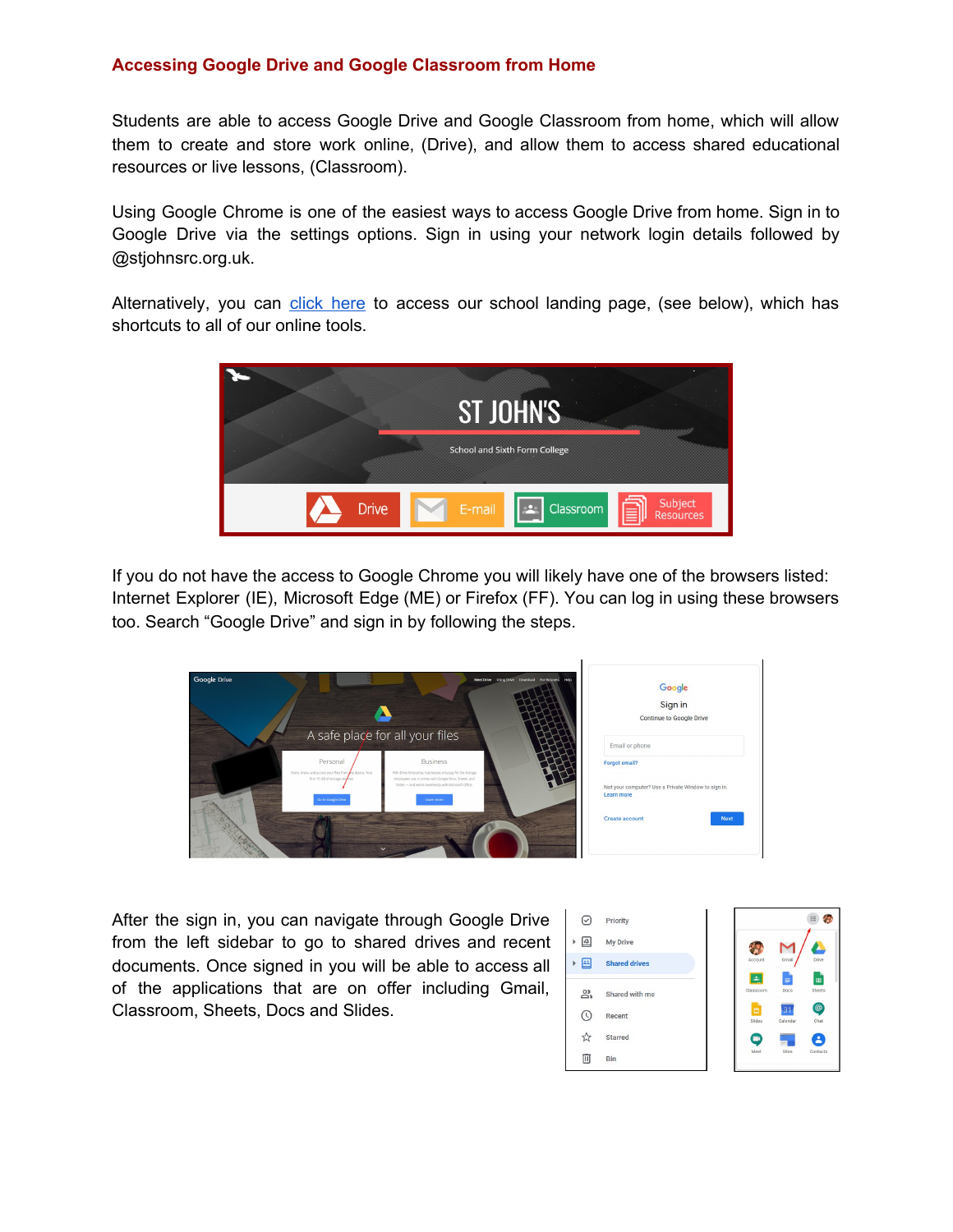# Accessing Google Drive and Google Classroom from Home

Students are able to access Google Drive and Google Classroom from home, which will allow them to create and store work online, (Drive), and allow them to access shared educational resources or live lessons, (Classroom).

Using Google Chrome is one of the easiest ways to access Google Drive from home. Sign in to Google Drive via the settings options. Sign in using your network login details followed by @stjohnsrc.org.uk.

Alternatively, you can click here to access our school landing page, (see below), which has shortcuts to all of our online tools.

If you do not have the access to Google Chrome you will likely have one of the browsers listed: Internet Explorer (IE), Microsoft Edge (ME) or Firefox (FF). You can log in using these browsers too. Search "Google Drive" and sign in by following the steps.

After the sign in, you can navigate through Google Drive from the left sidebar to go to shared drives and recent documents. Once signed in you will be able to access all of the applications that are on offer including Gmail, Classroom, Sheets, Docs and Slides.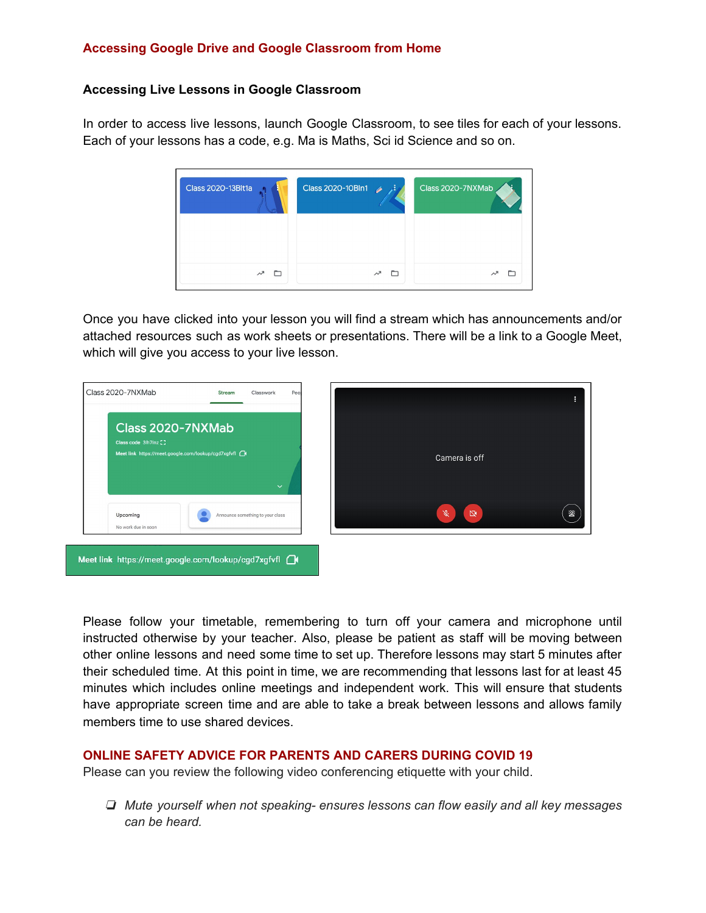## Accessing Google Drive and Google Classroom from Home

### Accessing Live Lessons in Google Classroom

In order to access live lessons, launch Google Classroom, to see tiles for each of your lessons. Each of your lessons has a code, e.g. Ma is Maths, Sci id Science and so on.

Once you have clicked into your lesson you will find a stream which has announcements and/or attached resources such as work sheets or presentations. There will be a link to a Google Meet, which will give you access to your live lesson.

Please follow your timetable, remembering to turn off your camera and microphone until instructed otherwise by your teacher. Also, please be patient as staff will be moving between other online lessons and need some time to set up. Therefore lessons may start 5 minutes after their scheduled time. At this point in time, we are recommending that lessons last for at least 45 minutes which includes online meetings and independent work. This will ensure that students have appropriate screen time and are able to take a break between lessons and allows family members time to use shared devices.

## ONLINE SAFETY ADVICE FOR PARENTS AND CARERS DURING COVID 19

Please can you review the following video conferencing etiquette with your child.

- *Mute yourself when not speaking- ensures lessons can flow easily and all key messages can be heard.*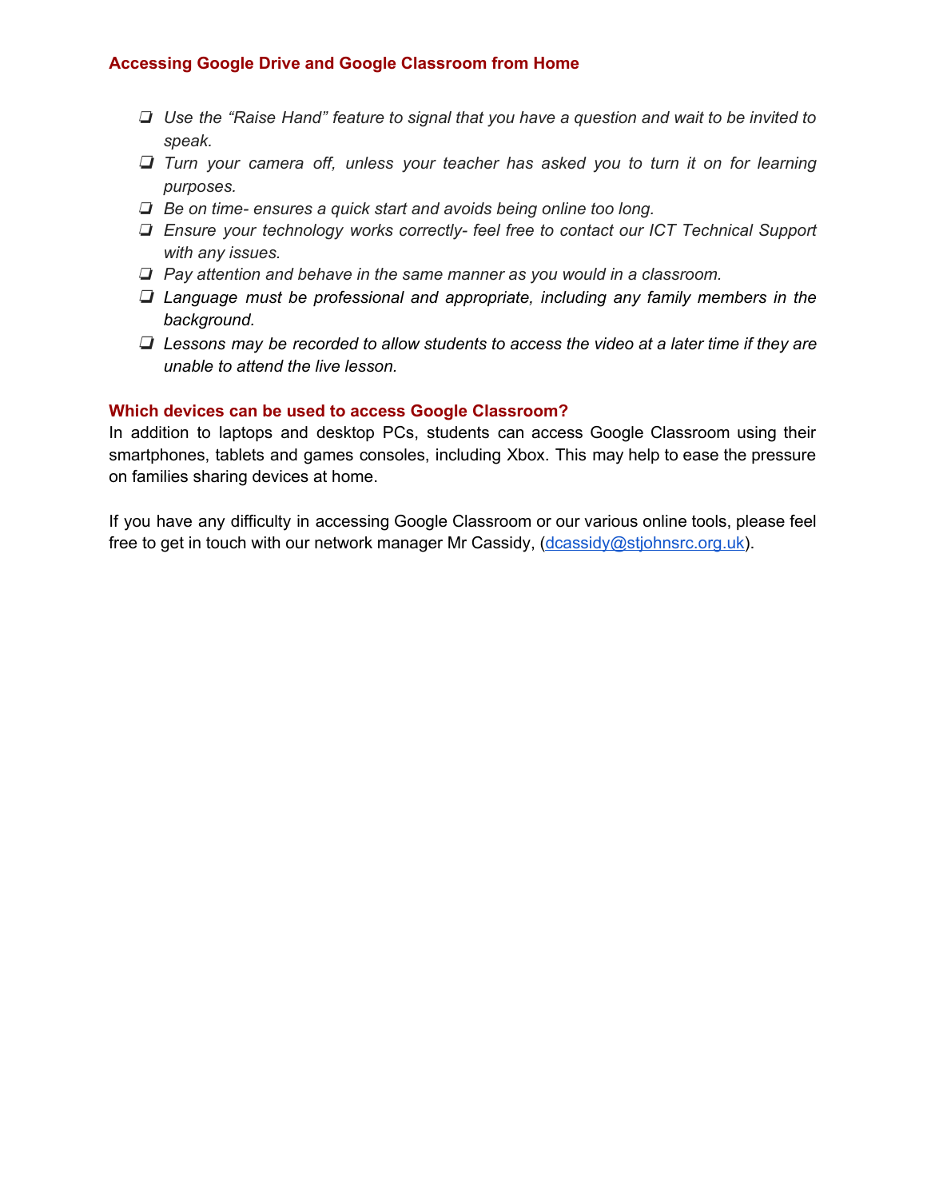### Accessing Google Drive and Google Classroom from Home

- *Use the "Raise Hand" feature to signal that you have a question and wait to be invited to speak.*
- *Turn your camera off, unless your teacher has asked you to turn it on for learning purposes.*
- *Be on time- ensures a quick start and avoids being online too long.*
- *Ensure your technology works correctly- feel free to contact our ICT Technical Support with any issues.*
- *Pay attention and behave in the same manner as you would in a classroom.*
- *Language must be professional and appropriate, including any family members in the background.*
- *Lessons may be recorded to allow students to access the video at a later time if they are unable to attend the live lesson.*

### Which devices can be used to access Google Classroom?

In addition to laptops and desktop PCs, students can access Google Classroom using their smartphones, tablets and games consoles, including Xbox. This may help to ease the pressure on families sharing devices at home.

If you have any difficulty in accessing Google Classroom or our various online tools, please feel free to get in touch with our network manager Mr Cassidy, (dcassidy@stjohnsrc.org.uk).